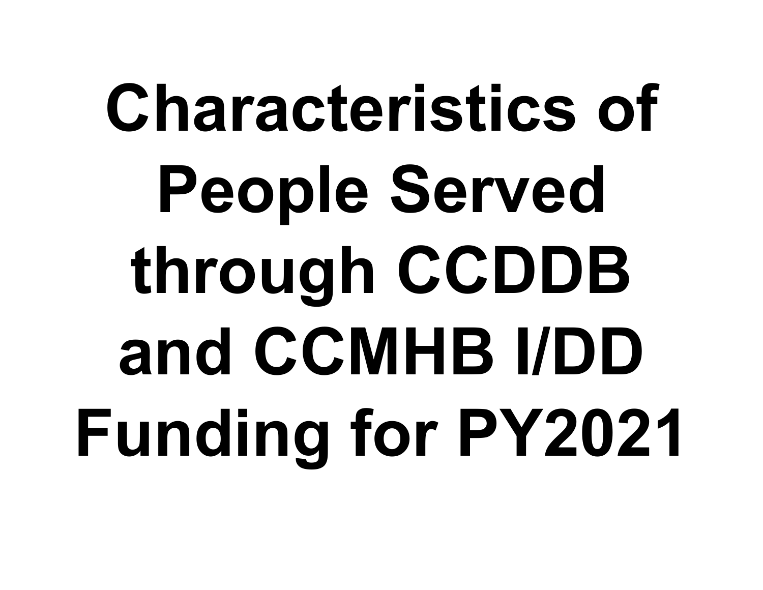# Characteristics of People Served through CCDDB and CCMHB I/DD Funding for PY2021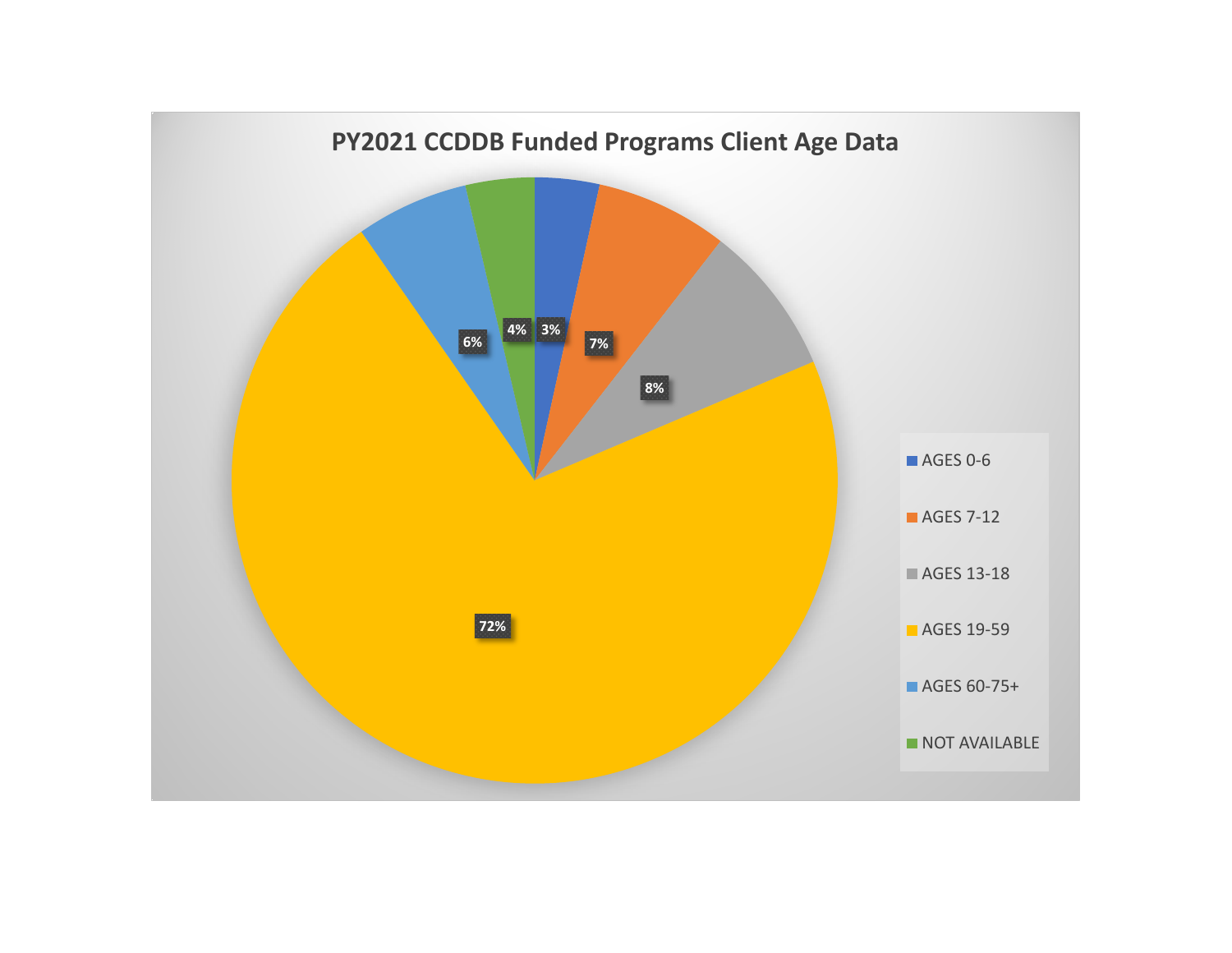## PY2021 CCDDB Funded Programs Client Age Data

| Age Group | Percentage |
| --- | --- |
| AGES 0-6 | 3% |
| AGES 7-12 | 7% |
| AGES 13-18 | 8% |
| AGES 19-59 | 72% |
| AGES 60-75+ | 6% |
| NOT AVAILABLE | 4% |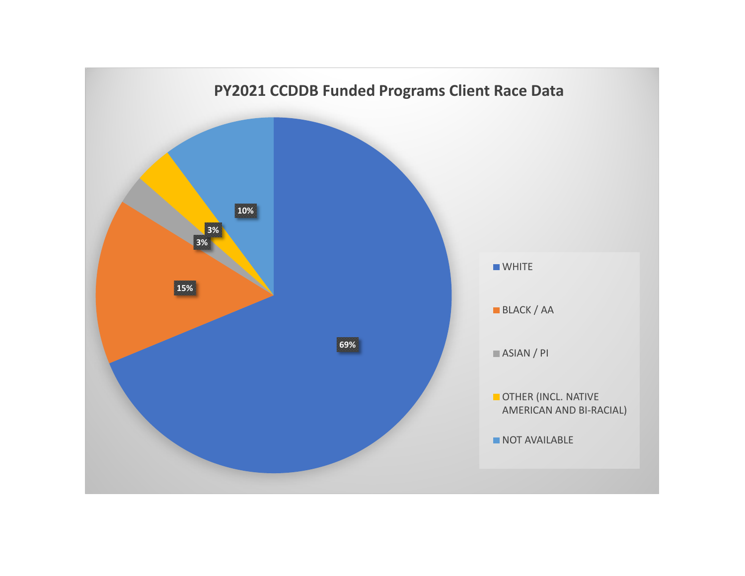# PY2021 CCDDB Funded Programs Client Race Data

| Race | Percentage |
| --- | --- |
| WHITE | 69% |
| BLACK / AA | 15% |
| ASIAN / PI | 3% |
| OTHER (INCL. NATIVE AMERICAN AND BI-RACIAL) | 3% |
| NOT AVAILABLE | 10% |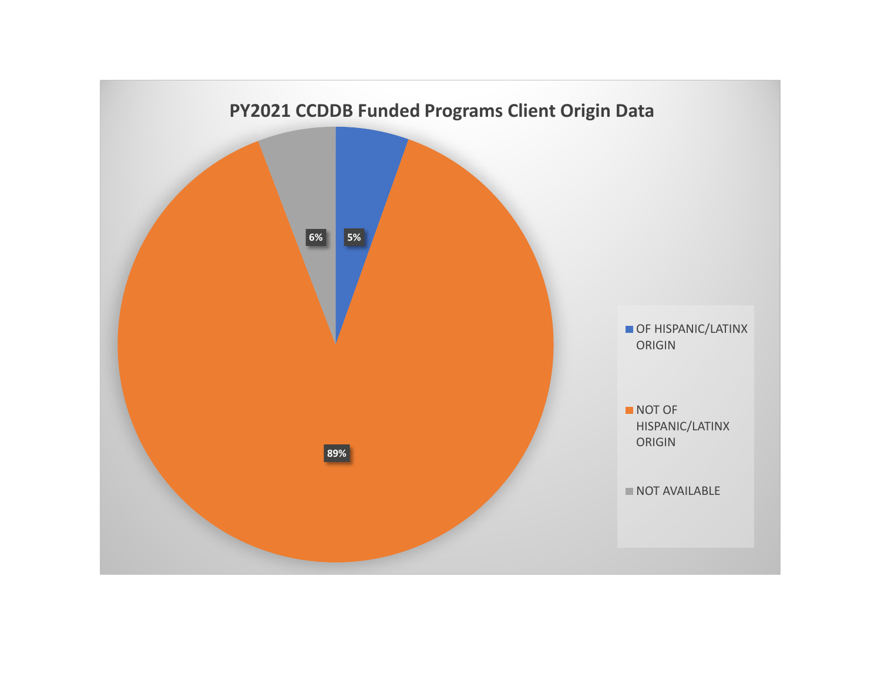## PY2021 CCDDB Funded Programs Client Origin Data

| Category | Percentage |
| --- | --- |
| OF HISPANIC/LATINX ORIGIN | 5% |
| NOT OF HISPANIC/LATINX ORIGIN | 89% |
| NOT AVAILABLE | 6% |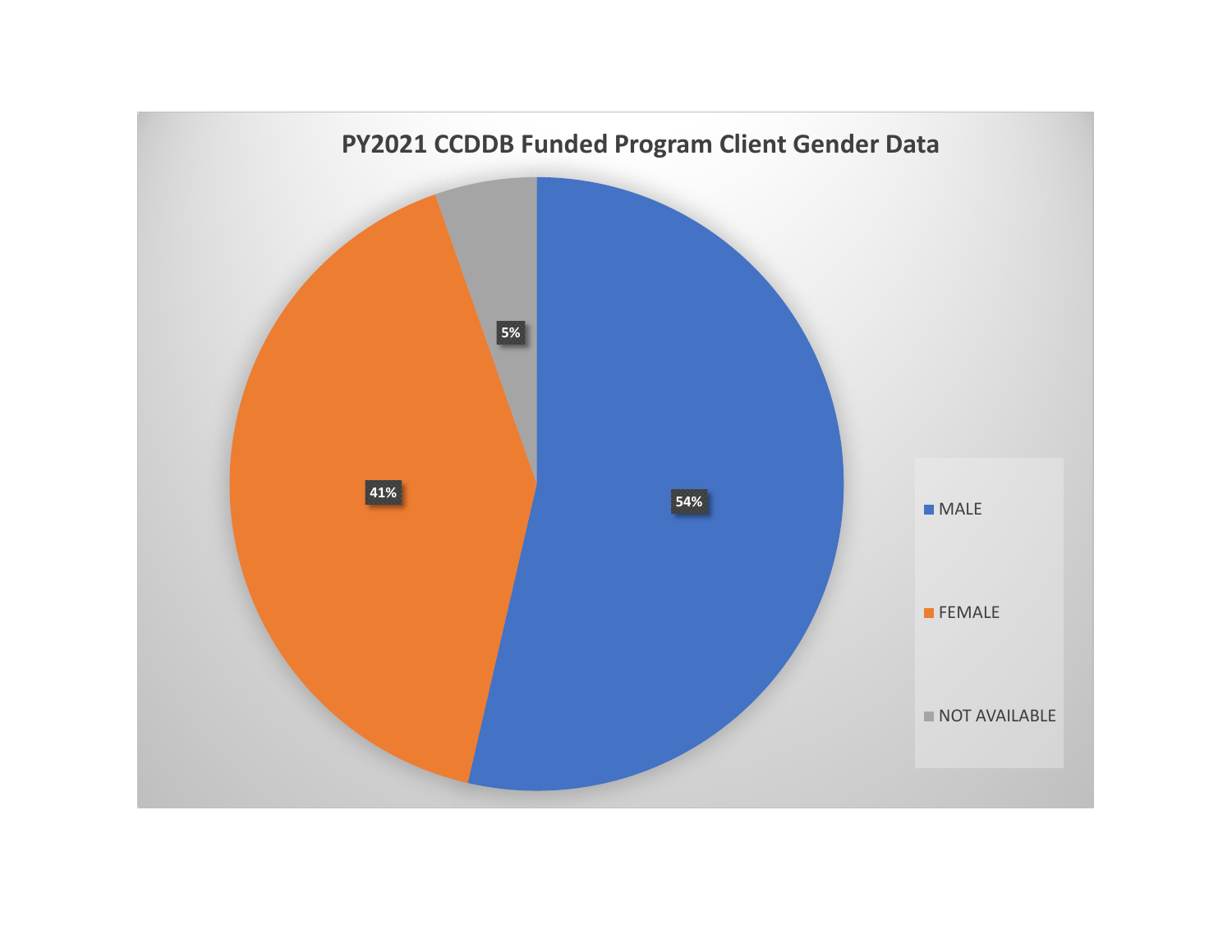## PY2021 CCDDB Funded Program Client Gender Data

| Gender | Percentage |
| --- | --- |
| MALE | 54% |
| FEMALE | 41% |
| NOT AVAILABLE | 5% |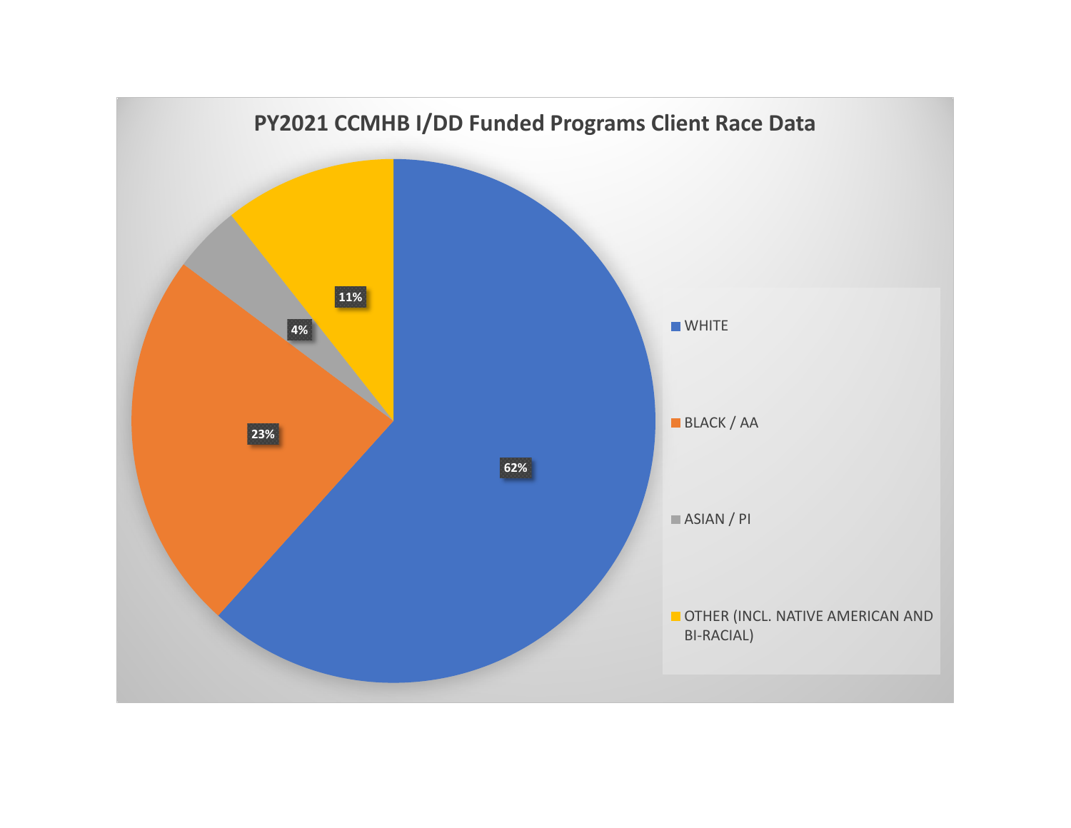**PY2021 CCMHB I/DD Funded Programs Client Race Data**

| Race | Percentage |
| --- | --- |
| WHITE | 62% |
| BLACK / AA | 23% |
| ASIAN / PI | 4% |
| OTHER (INCL. NATIVE AMERICAN AND BI-RACIAL) | 11% |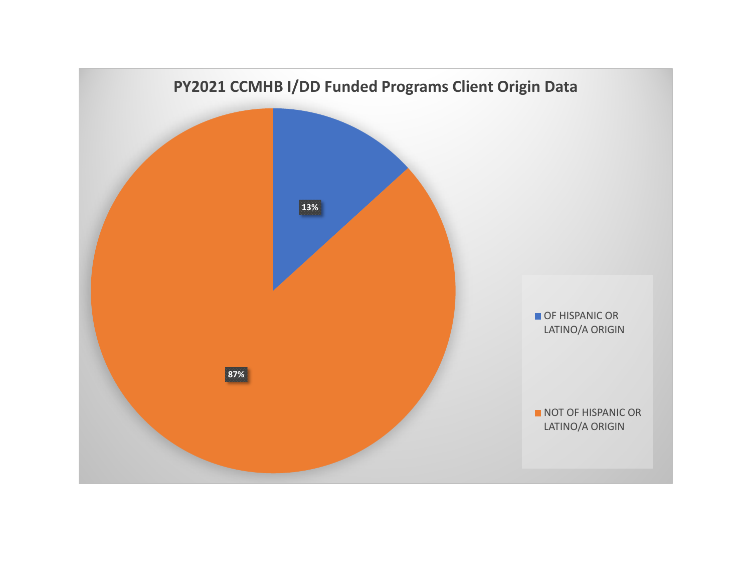**PY2021 CCMHB I/DD Funded Programs Client Origin Data**

| Origin | Percentage |
| --- | --- |
| OF HISPANIC OR LATINO/A ORIGIN | 13% |
| NOT OF HISPANIC OR LATINO/A ORIGIN | 87% |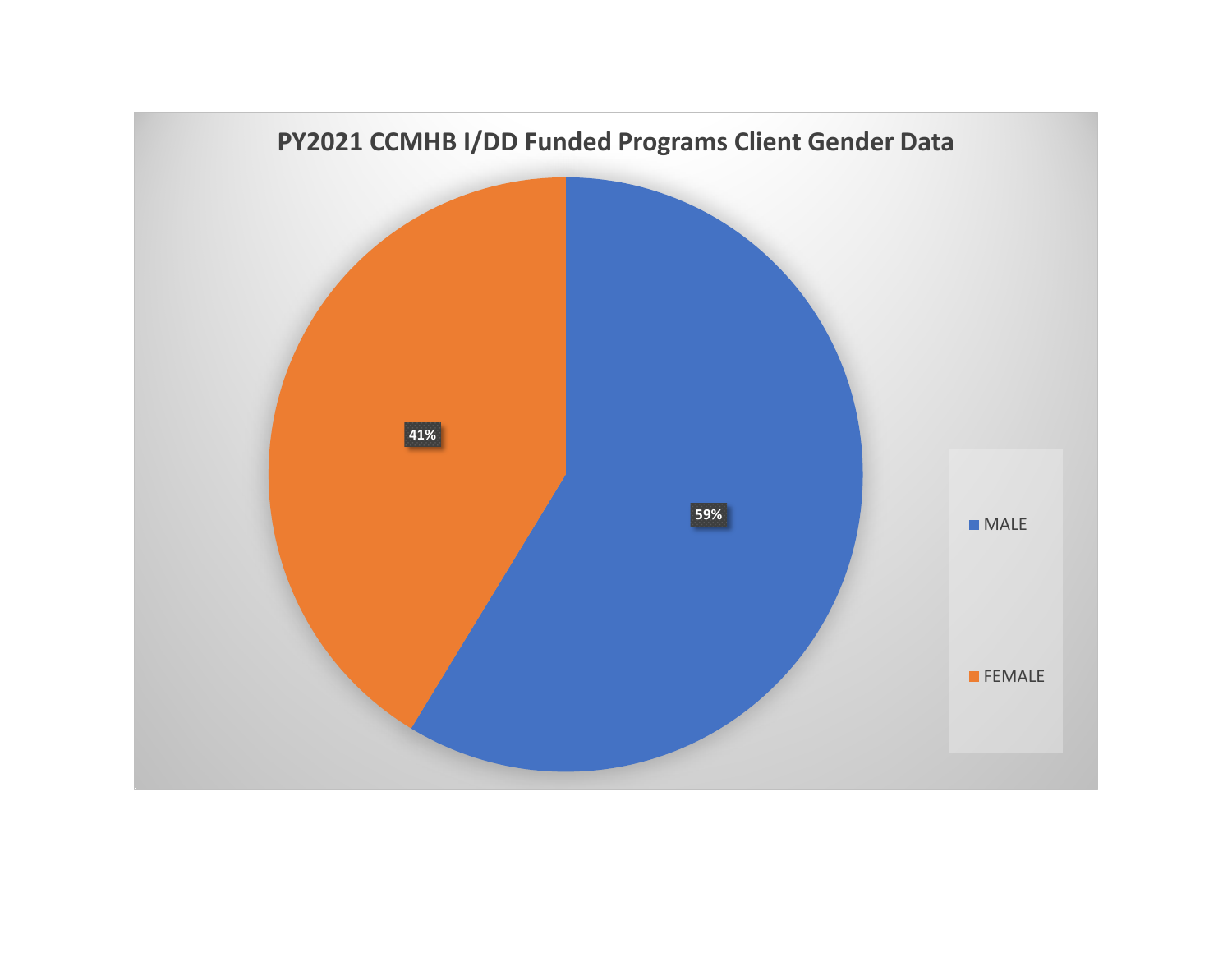## PY2021 CCMHB I/DD Funded Programs Client Gender Data

| Gender | Percentage |
| --- | --- |
| MALE | 59% |
| FEMALE | 41% |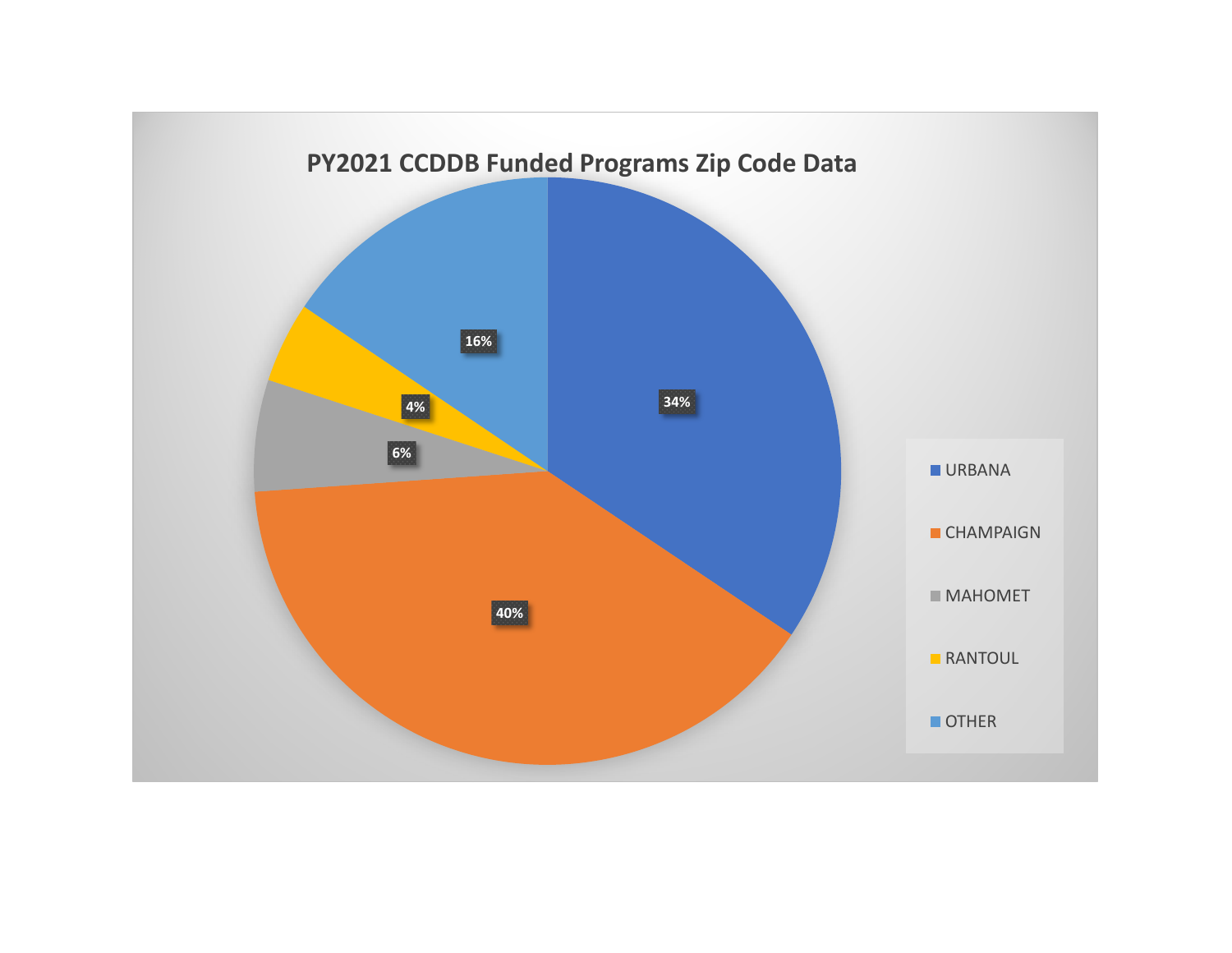## PY2021 CCDDB Funded Programs Zip Code Data

| Location | Percentage |
|---|---|
| URBANA | 34% |
| CHAMPAIGN | 40% |
| MAHOMET | 6% |
| RANTOUL | 4% |
| OTHER | 16% |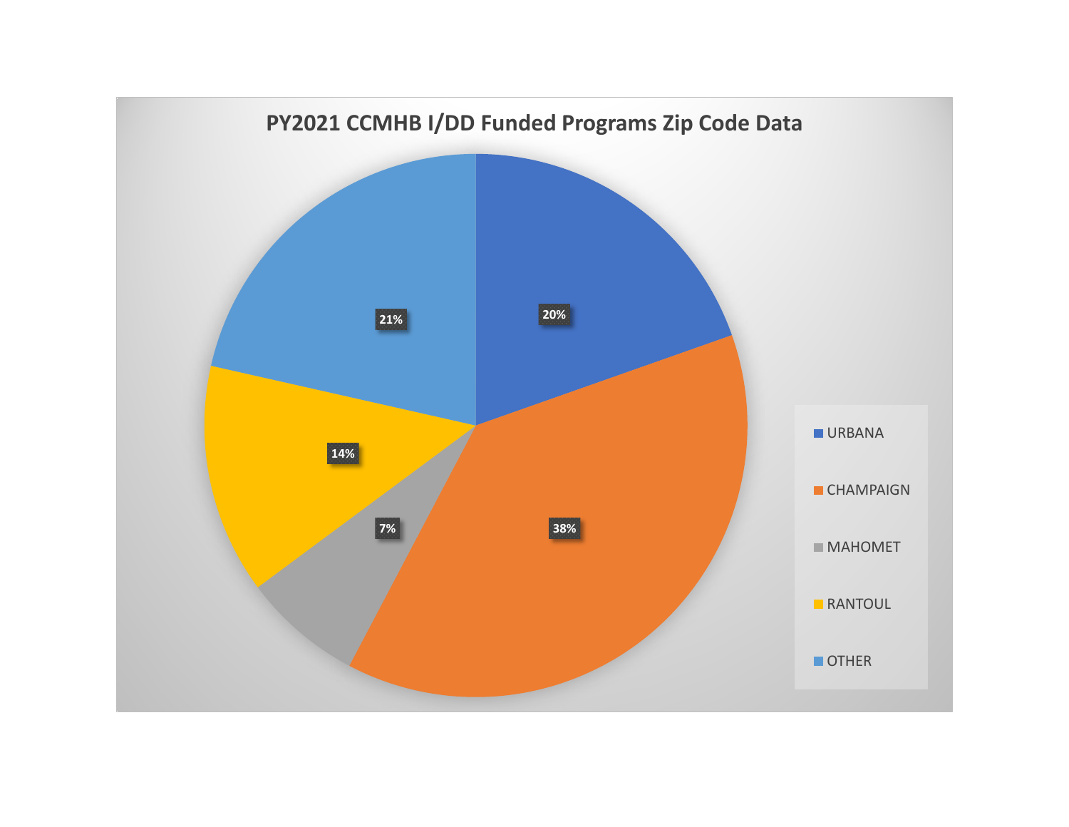## PY2021 CCMHB I/DD Funded Programs Zip Code Data

| Location | Percentage |
| --- | --- |
| URBANA | 20% |
| CHAMPAIGN | 38% |
| MAHOMET | 7% |
| RANTOUL | 14% |
| OTHER | 21% |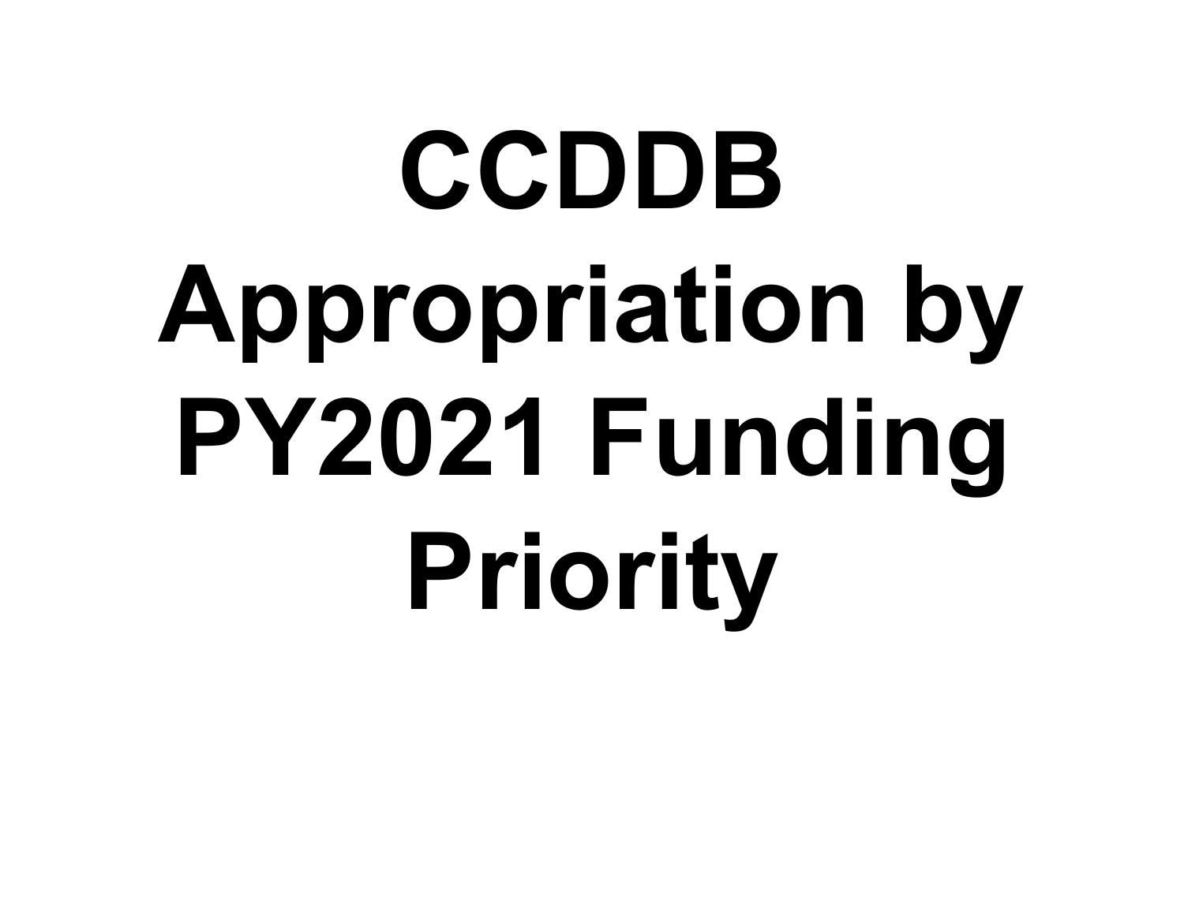# CCDDB Appropriation by PY2021 Funding Priority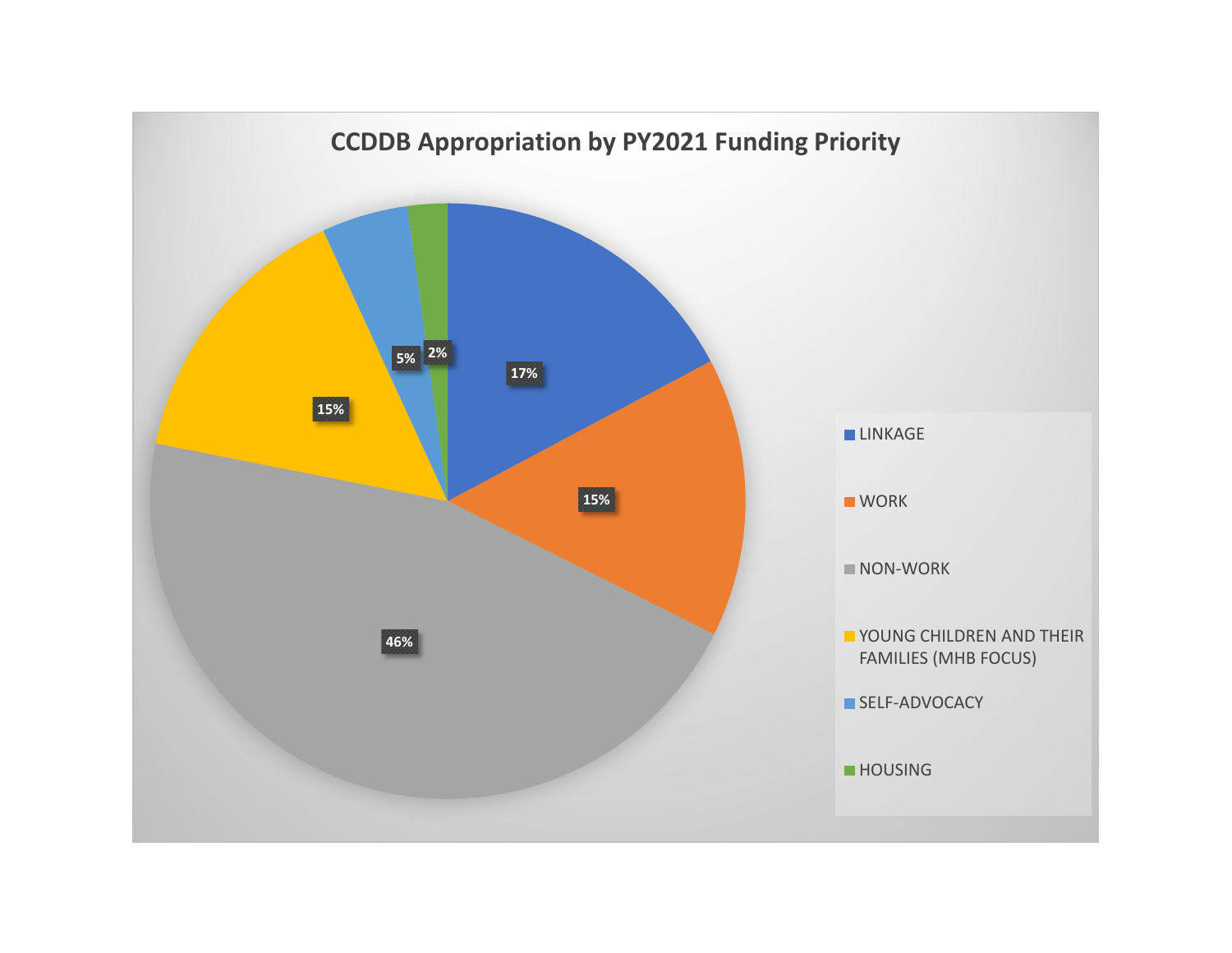CCDDB Appropriation by PY2021 Funding Priority

17%
15%
46%
15%
5%
2%

LINKAGE
WORK
NON-WORK
YOUNG CHILDREN AND THEIR FAMILIES (MHB FOCUS)
SELF-ADVOCACY
HOUSING